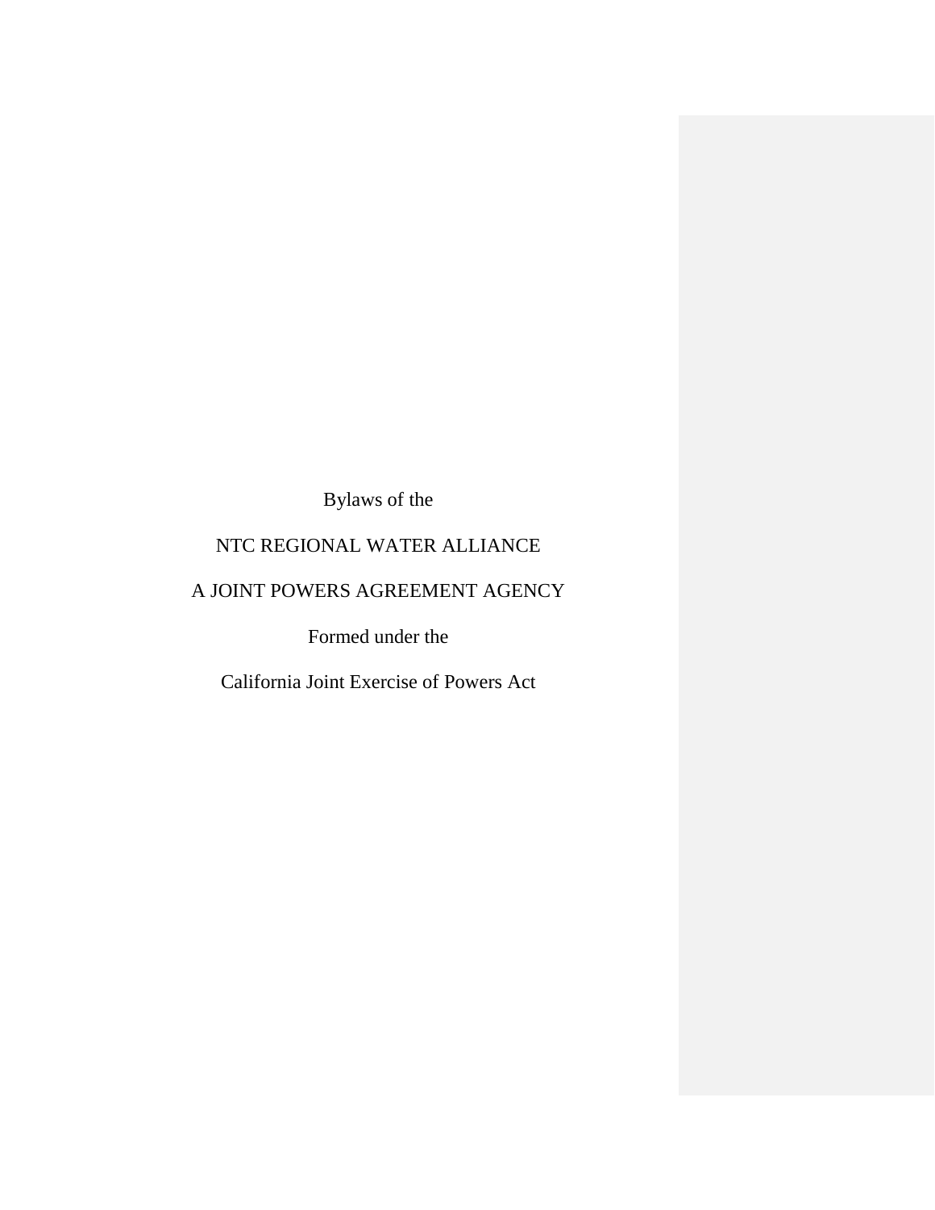Bylaws of the

NTC REGIONAL WATER ALLIANCE

A JOINT POWERS AGREEMENT AGENCY

Formed under the

California Joint Exercise of Powers Act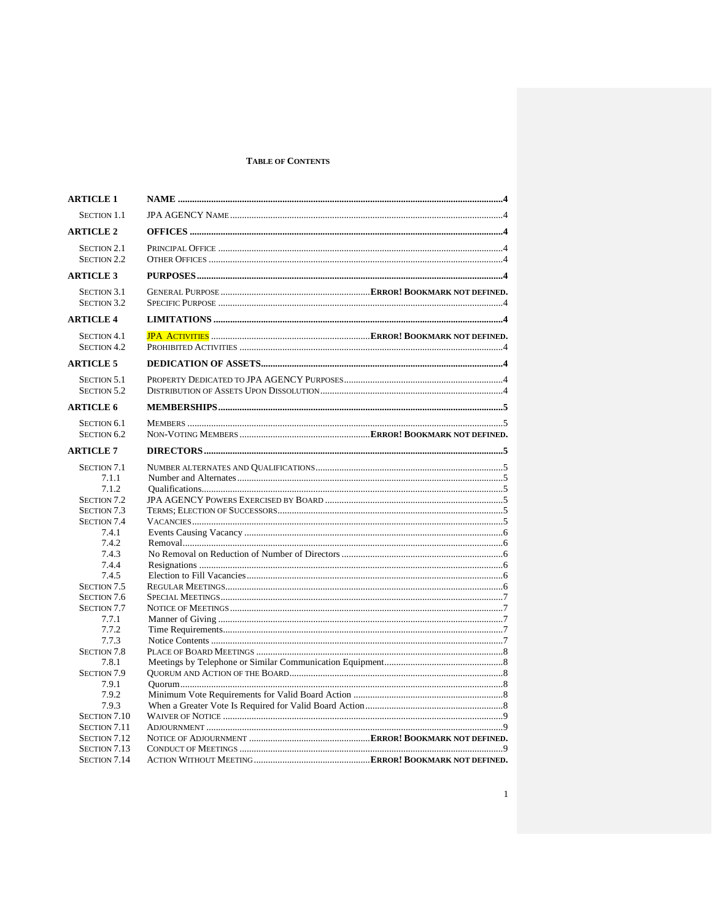**TABLE OF CONTENTS**

| | | |
|---|---|---|
| **ARTICLE 1** | **NAME** | **4** |
| SECTION 1.1 | JPA AGENCY NAME | 4 |
| **ARTICLE 2** | **OFFICES** | **4** |
| SECTION 2.1 | PRINCIPAL OFFICE | 4 |
| SECTION 2.2 | OTHER OFFICES | 4 |
| **ARTICLE 3** | **PURPOSES** | **4** |
| SECTION 3.1 | GENERAL PURPOSE | **ERROR! BOOKMARK NOT DEFINED.** |
| SECTION 3.2 | SPECIFIC PURPOSE | 4 |
| **ARTICLE 4** | **LIMITATIONS** | **4** |
| SECTION 4.1 | JPA ACTIVITIES | **ERROR! BOOKMARK NOT DEFINED.** |
| SECTION 4.2 | PROHIBITED ACTIVITIES | 4 |
| **ARTICLE 5** | **DEDICATION OF ASSETS** | **4** |
| SECTION 5.1 | PROPERTY DEDICATED TO JPA AGENCY PURPOSES | 4 |
| SECTION 5.2 | DISTRIBUTION OF ASSETS UPON DISSOLUTION | 4 |
| **ARTICLE 6** | **MEMBERSHIPS** | **5** |
| SECTION 6.1 | MEMBERS | 5 |
| SECTION 6.2 | NON-VOTING MEMBERS | **ERROR! BOOKMARK NOT DEFINED.** |
| **ARTICLE 7** | **DIRECTORS** | **5** |
| SECTION 7.1 | NUMBER ALTERNATES AND QUALIFICATIONS | 5 |
| 7.1.1 | Number and Alternates | 5 |
| 7.1.2 | Qualifications | 5 |
| SECTION 7.2 | JPA AGENCY POWERS EXERCISED BY BOARD | 5 |
| SECTION 7.3 | TERMS; ELECTION OF SUCCESSORS | 5 |
| SECTION 7.4 | VACANCIES | 5 |
| 7.4.1 | Events Causing Vacancy | 6 |
| 7.4.2 | Removal | 6 |
| 7.4.3 | No Removal on Reduction of Number of Directors | 6 |
| 7.4.4 | Resignations | 6 |
| 7.4.5 | Election to Fill Vacancies | 6 |
| SECTION 7.5 | REGULAR MEETINGS | 6 |
| SECTION 7.6 | SPECIAL MEETINGS | 7 |
| SECTION 7.7 | NOTICE OF MEETINGS | 7 |
| 7.7.1 | Manner of Giving | 7 |
| 7.7.2 | Time Requirements | 7 |
| 7.7.3 | Notice Contents | 7 |
| SECTION 7.8 | PLACE OF BOARD MEETINGS | 8 |
| 7.8.1 | Meetings by Telephone or Similar Communication Equipment | 8 |
| SECTION 7.9 | QUORUM AND ACTION OF THE BOARD | 8 |
| 7.9.1 | Quorum | 8 |
| 7.9.2 | Minimum Vote Requirements for Valid Board Action | 8 |
| 7.9.3 | When a Greater Vote Is Required for Valid Board Action | 8 |
| SECTION 7.10 | WAIVER OF NOTICE | 9 |
| SECTION 7.11 | ADJOURNMENT | 9 |
| SECTION 7.12 | NOTICE OF ADJOURNMENT | **ERROR! BOOKMARK NOT DEFINED.** |
| SECTION 7.13 | CONDUCT OF MEETINGS | 9 |
| SECTION 7.14 | ACTION WITHOUT MEETING | **ERROR! BOOKMARK NOT DEFINED.** |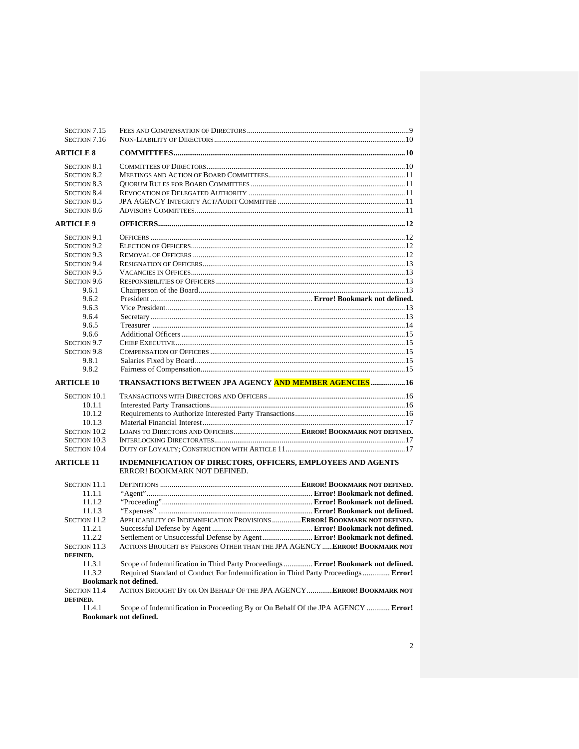| | | |
|---|---|---|
| SECTION 7.15 | FEES AND COMPENSATION OF DIRECTORS | 9 |
| SECTION 7.16 | NON-LIABILITY OF DIRECTORS | 10 |
| **ARTICLE 8** | **COMMITTEES** | **10** |
| SECTION 8.1 | COMMITTEES OF DIRECTORS | 10 |
| SECTION 8.2 | MEETINGS AND ACTION OF BOARD COMMITTEES | 11 |
| SECTION 8.3 | QUORUM RULES FOR BOARD COMMITTEES | 11 |
| SECTION 8.4 | REVOCATION OF DELEGATED AUTHORITY | 11 |
| SECTION 8.5 | JPA AGENCY INTEGRITY ACT/AUDIT COMMITTEE | 11 |
| SECTION 8.6 | ADVISORY COMMITTEES | 11 |
| **ARTICLE 9** | **OFFICERS** | **12** |
| SECTION 9.1 | OFFICERS | 12 |
| SECTION 9.2 | ELECTION OF OFFICERS | 12 |
| SECTION 9.3 | REMOVAL OF OFFICERS | 12 |
| SECTION 9.4 | RESIGNATION OF OFFICERS | 13 |
| SECTION 9.5 | VACANCIES IN OFFICES | 13 |
| SECTION 9.6 | RESPONSIBILITIES OF OFFICERS | 13 |
| 9.6.1 | Chairperson of the Board | 13 |
| 9.6.2 | President | **Error! Bookmark not defined.** |
| 9.6.3 | Vice President | 13 |
| 9.6.4 | Secretary | 13 |
| 9.6.5 | Treasurer | 14 |
| 9.6.6 | Additional Officers | 15 |
| SECTION 9.7 | CHIEF EXECUTIVE | 15 |
| SECTION 9.8 | COMPENSATION OF OFFICERS | 15 |
| 9.8.1 | Salaries Fixed by Board | 15 |
| 9.8.2 | Fairness of Compensation | 15 |
| **ARTICLE 10** | **TRANSACTIONS BETWEEN JPA AGENCY AND MEMBER AGENCIES** | **16** |
| SECTION 10.1 | TRANSACTIONS WITH DIRECTORS AND OFFICERS | 16 |
| 10.1.1 | Interested Party Transactions | 16 |
| 10.1.2 | Requirements to Authorize Interested Party Transactions | 16 |
| 10.1.3 | Material Financial Interest | 17 |
| SECTION 10.2 | LOANS TO DIRECTORS AND OFFICERS | **ERROR! BOOKMARK NOT DEFINED.** |
| SECTION 10.3 | INTERLOCKING DIRECTORATES | 17 |
| SECTION 10.4 | DUTY OF LOYALTY; CONSTRUCTION WITH ARTICLE 11 | 17 |
| **ARTICLE 11** | **INDEMNIFICATION OF DIRECTORS, OFFICERS, EMPLOYEES AND AGENTS** | ERROR! BOOKMARK NOT DEFINED. |
| SECTION 11.1 | DEFINITIONS | **ERROR! BOOKMARK NOT DEFINED.** |
| 11.1.1 | "Agent" | **Error! Bookmark not defined.** |
| 11.1.2 | "Proceeding" | **Error! Bookmark not defined.** |
| 11.1.3 | "Expenses" | **Error! Bookmark not defined.** |
| SECTION 11.2 | APPLICABILITY OF INDEMNIFICATION PROVISIONS | **ERROR! BOOKMARK NOT DEFINED.** |
| 11.2.1 | Successful Defense by Agent | **Error! Bookmark not defined.** |
| 11.2.2 | Settlement or Unsuccessful Defense by Agent | **Error! Bookmark not defined.** |
| SECTION 11.3 | ACTIONS BROUGHT BY PERSONS OTHER THAN THE JPA AGENCY | **ERROR! BOOKMARK NOT DEFINED.** |
| 11.3.1 | Scope of Indemnification in Third Party Proceedings | **Error! Bookmark not defined.** |
| 11.3.2 | Required Standard of Conduct For Indemnification in Third Party Proceedings | **Error! Bookmark not defined.** |
| SECTION 11.4 | ACTION BROUGHT BY OR ON BEHALF OF THE JPA AGENCY | **ERROR! BOOKMARK NOT DEFINED.** |
| 11.4.1 | Scope of Indemnification in Proceeding By or On Behalf Of the JPA AGENCY | **Error! Bookmark not defined.** |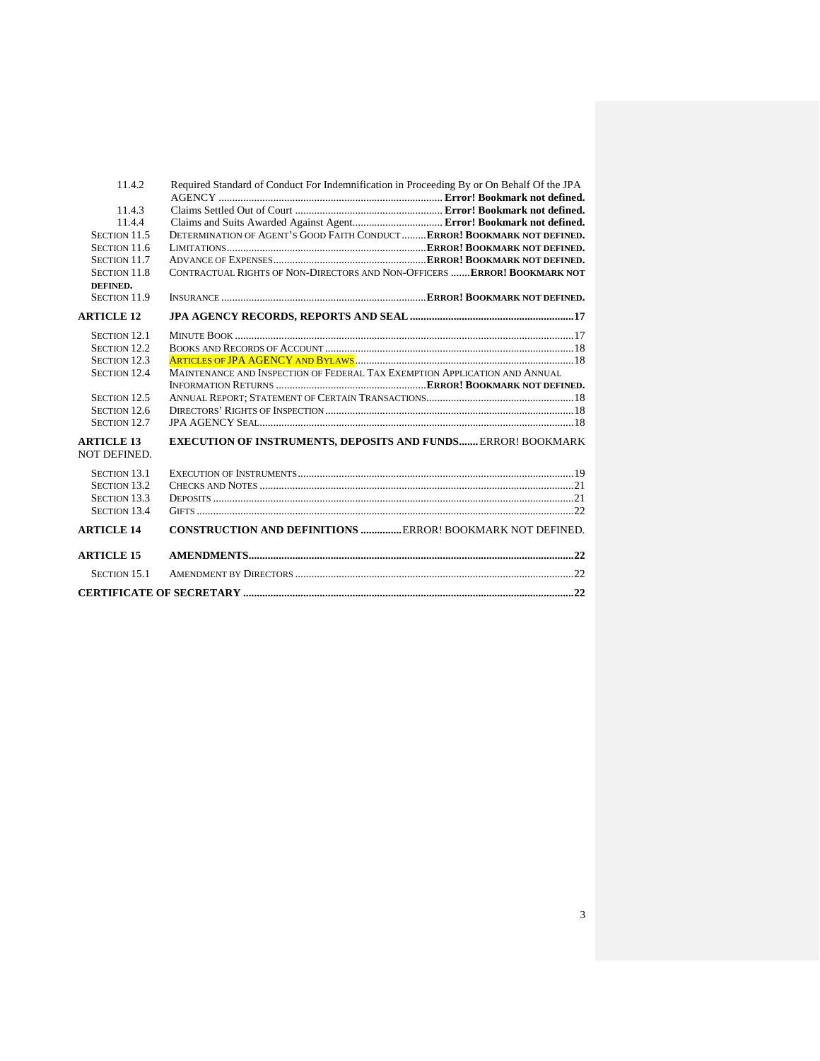| | | |
|---|---|---|
| 11.4.2 | Required Standard of Conduct For Indemnification in Proceeding By or On Behalf Of the JPA AGENCY | **Error! Bookmark not defined.** |
| 11.4.3 | Claims Settled Out of Court | **Error! Bookmark not defined.** |
| 11.4.4 | Claims and Suits Awarded Against Agent | **Error! Bookmark not defined.** |
| SECTION 11.5 | DETERMINATION OF AGENT'S GOOD FAITH CONDUCT | **ERROR! BOOKMARK NOT DEFINED.** |
| SECTION 11.6 | LIMITATIONS | **ERROR! BOOKMARK NOT DEFINED.** |
| SECTION 11.7 | ADVANCE OF EXPENSES | **ERROR! BOOKMARK NOT DEFINED.** |
| SECTION 11.8 | CONTRACTUAL RIGHTS OF NON-DIRECTORS AND NON-OFFICERS | **ERROR! BOOKMARK NOT DEFINED.** |
| SECTION 11.9 | INSURANCE | **ERROR! BOOKMARK NOT DEFINED.** |
| **ARTICLE 12** | **JPA AGENCY RECORDS, REPORTS AND SEAL** | **17** |
| SECTION 12.1 | MINUTE BOOK | 17 |
| SECTION 12.2 | BOOKS AND RECORDS OF ACCOUNT | 18 |
| SECTION 12.3 | ARTICLES OF JPA AGENCY AND BYLAWS | 18 |
| SECTION 12.4 | MAINTENANCE AND INSPECTION OF FEDERAL TAX EXEMPTION APPLICATION AND ANNUAL INFORMATION RETURNS | **ERROR! BOOKMARK NOT DEFINED.** |
| SECTION 12.5 | ANNUAL REPORT; STATEMENT OF CERTAIN TRANSACTIONS | 18 |
| SECTION 12.6 | DIRECTORS' RIGHTS OF INSPECTION | 18 |
| SECTION 12.7 | JPA AGENCY SEAL | 18 |
| **ARTICLE 13** | **EXECUTION OF INSTRUMENTS, DEPOSITS AND FUNDS** | ERROR! BOOKMARK NOT DEFINED. |
| SECTION 13.1 | EXECUTION OF INSTRUMENTS | 19 |
| SECTION 13.2 | CHECKS AND NOTES | 21 |
| SECTION 13.3 | DEPOSITS | 21 |
| SECTION 13.4 | GIFTS | 22 |
| **ARTICLE 14** | **CONSTRUCTION AND DEFINITIONS** | ERROR! BOOKMARK NOT DEFINED. |
| **ARTICLE 15** | **AMENDMENTS** | **22** |
| SECTION 15.1 | AMENDMENT BY DIRECTORS | 22 |
| **CERTIFICATE OF SECRETARY** | | **22** |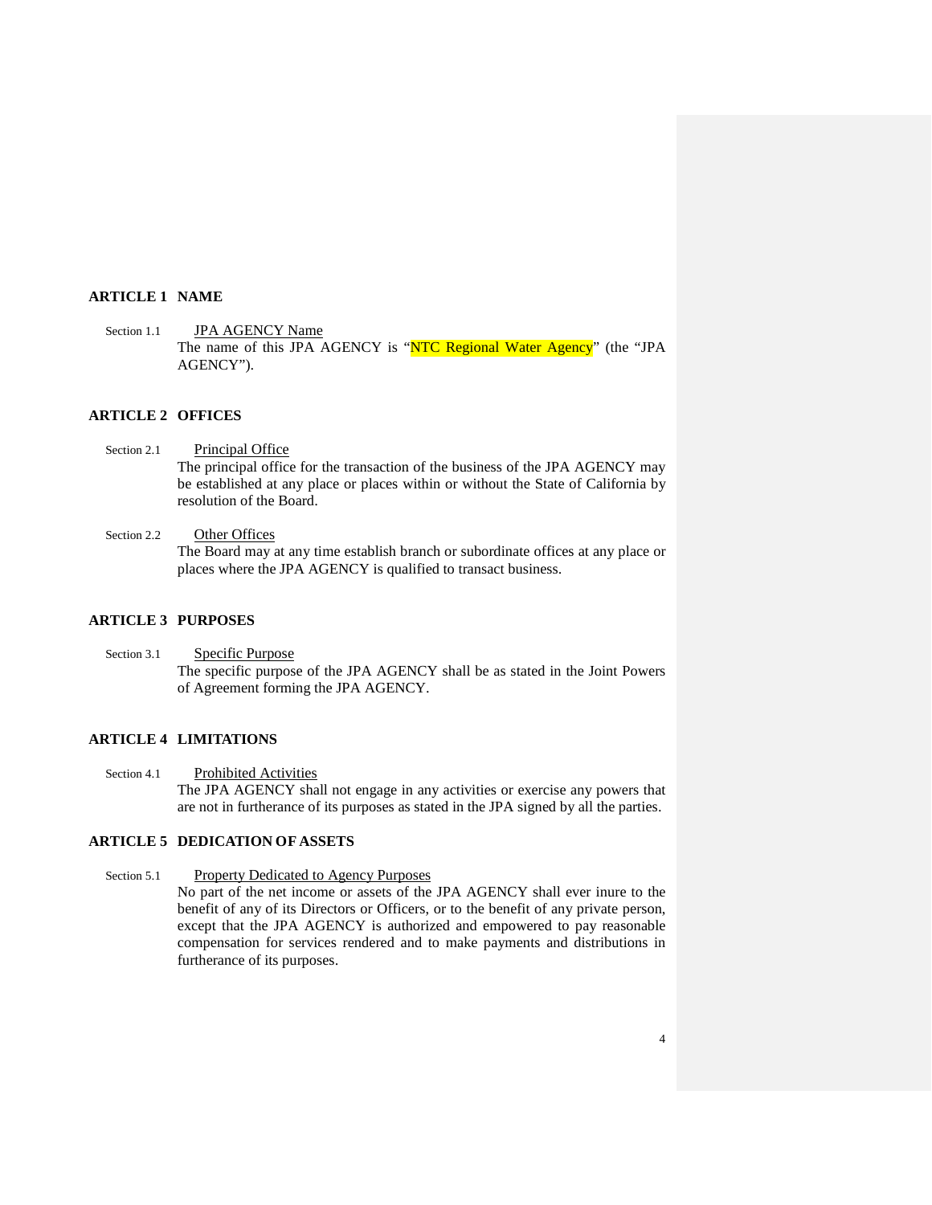## ARTICLE 1 NAME

Section 1.1 JPA AGENCY Name

The name of this JPA AGENCY is "NTC Regional Water Agency" (the "JPA AGENCY").

## ARTICLE 2 OFFICES

Section 2.1 Principal Office

The principal office for the transaction of the business of the JPA AGENCY may be established at any place or places within or without the State of California by resolution of the Board.

Section 2.2 Other Offices

The Board may at any time establish branch or subordinate offices at any place or places where the JPA AGENCY is qualified to transact business.

## ARTICLE 3 PURPOSES

Section 3.1 Specific Purpose

The specific purpose of the JPA AGENCY shall be as stated in the Joint Powers of Agreement forming the JPA AGENCY.

## ARTICLE 4 LIMITATIONS

Section 4.1 Prohibited Activities

The JPA AGENCY shall not engage in any activities or exercise any powers that are not in furtherance of its purposes as stated in the JPA signed by all the parties.

## ARTICLE 5 DEDICATION OF ASSETS

Section 5.1 Property Dedicated to Agency Purposes

No part of the net income or assets of the JPA AGENCY shall ever inure to the benefit of any of its Directors or Officers, or to the benefit of any private person, except that the JPA AGENCY is authorized and empowered to pay reasonable compensation for services rendered and to make payments and distributions in furtherance of its purposes.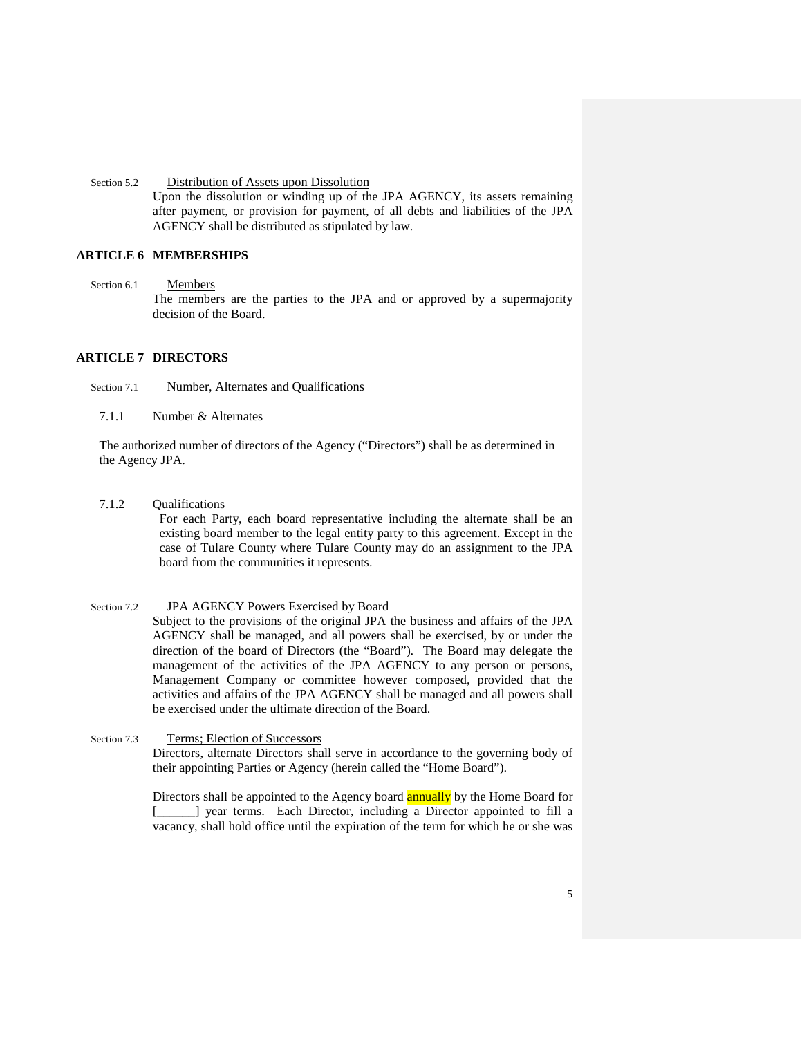Section 5.2 Distribution of Assets upon Dissolution

Upon the dissolution or winding up of the JPA AGENCY, its assets remaining after payment, or provision for payment, of all debts and liabilities of the JPA AGENCY shall be distributed as stipulated by law.

## ARTICLE 6 MEMBERSHIPS

Section 6.1 Members

The members are the parties to the JPA and or approved by a supermajority decision of the Board.

## ARTICLE 7 DIRECTORS

Section 7.1 Number, Alternates and Qualifications

7.1.1 Number & Alternates

The authorized number of directors of the Agency ("Directors") shall be as determined in the Agency JPA.

7.1.2 Qualifications

For each Party, each board representative including the alternate shall be an existing board member to the legal entity party to this agreement. Except in the case of Tulare County where Tulare County may do an assignment to the JPA board from the communities it represents.

Section 7.2 JPA AGENCY Powers Exercised by Board

Subject to the provisions of the original JPA the business and affairs of the JPA AGENCY shall be managed, and all powers shall be exercised, by or under the direction of the board of Directors (the "Board"). The Board may delegate the management of the activities of the JPA AGENCY to any person or persons, Management Company or committee however composed, provided that the activities and affairs of the JPA AGENCY shall be managed and all powers shall be exercised under the ultimate direction of the Board.

Section 7.3 Terms; Election of Successors

Directors, alternate Directors shall serve in accordance to the governing body of their appointing Parties or Agency (herein called the "Home Board").

Directors shall be appointed to the Agency board annually by the Home Board for [______] year terms. Each Director, including a Director appointed to fill a vacancy, shall hold office until the expiration of the term for which he or she was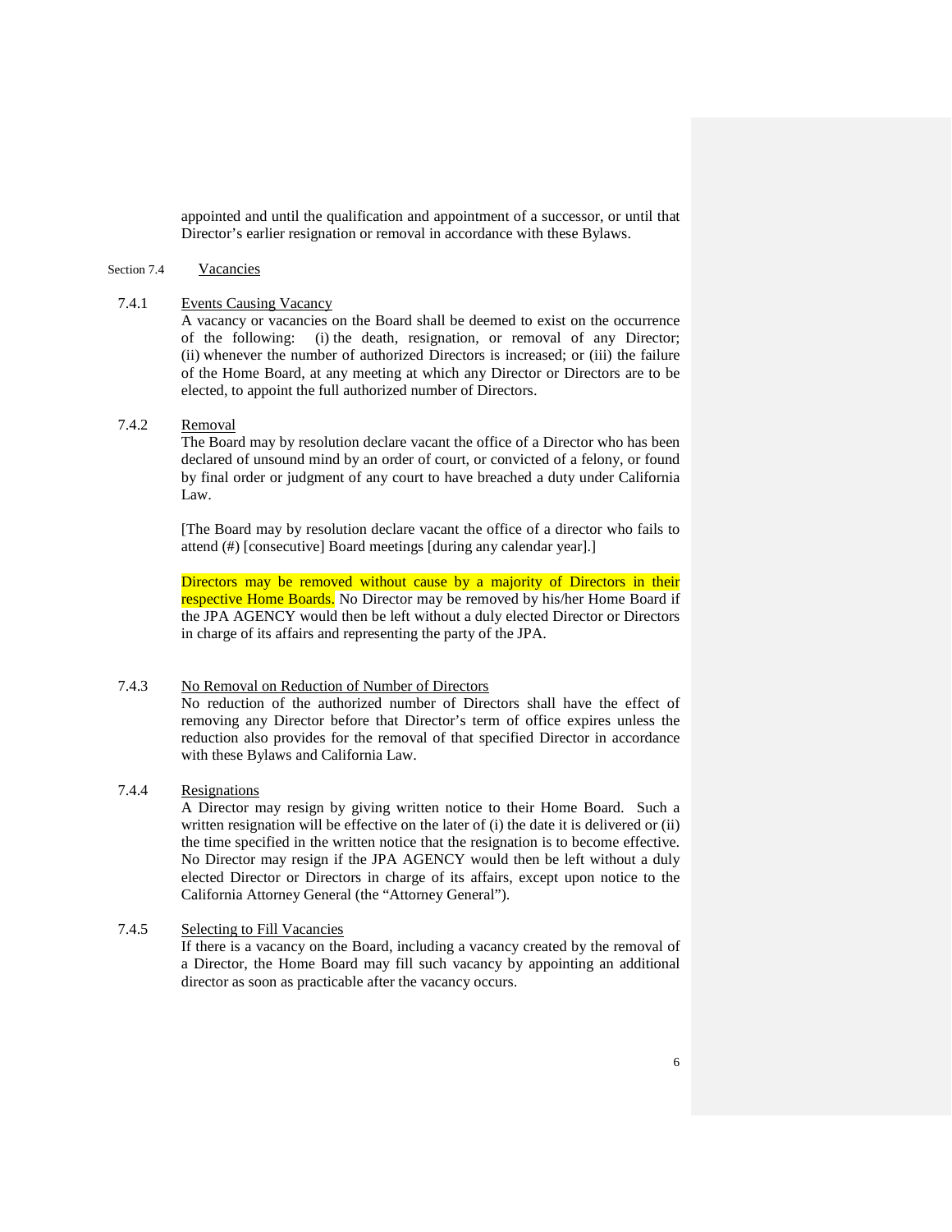appointed and until the qualification and appointment of a successor, or until that Director's earlier resignation or removal in accordance with these Bylaws.

### Section 7.4 Vacancies

#### 7.4.1 Events Causing Vacancy

A vacancy or vacancies on the Board shall be deemed to exist on the occurrence of the following: (i) the death, resignation, or removal of any Director; (ii) whenever the number of authorized Directors is increased; or (iii) the failure of the Home Board, at any meeting at which any Director or Directors are to be elected, to appoint the full authorized number of Directors.

#### 7.4.2 Removal

The Board may by resolution declare vacant the office of a Director who has been declared of unsound mind by an order of court, or convicted of a felony, or found by final order or judgment of any court to have breached a duty under California Law.

[The Board may by resolution declare vacant the office of a director who fails to attend (#) [consecutive] Board meetings [during any calendar year].]

Directors may be removed without cause by a majority of Directors in their respective Home Boards. No Director may be removed by his/her Home Board if the JPA AGENCY would then be left without a duly elected Director or Directors in charge of its affairs and representing the party of the JPA.

#### 7.4.3 No Removal on Reduction of Number of Directors

No reduction of the authorized number of Directors shall have the effect of removing any Director before that Director's term of office expires unless the reduction also provides for the removal of that specified Director in accordance with these Bylaws and California Law.

#### 7.4.4 Resignations

A Director may resign by giving written notice to their Home Board. Such a written resignation will be effective on the later of (i) the date it is delivered or (ii) the time specified in the written notice that the resignation is to become effective. No Director may resign if the JPA AGENCY would then be left without a duly elected Director or Directors in charge of its affairs, except upon notice to the California Attorney General (the "Attorney General").

#### 7.4.5 Selecting to Fill Vacancies

If there is a vacancy on the Board, including a vacancy created by the removal of a Director, the Home Board may fill such vacancy by appointing an additional director as soon as practicable after the vacancy occurs.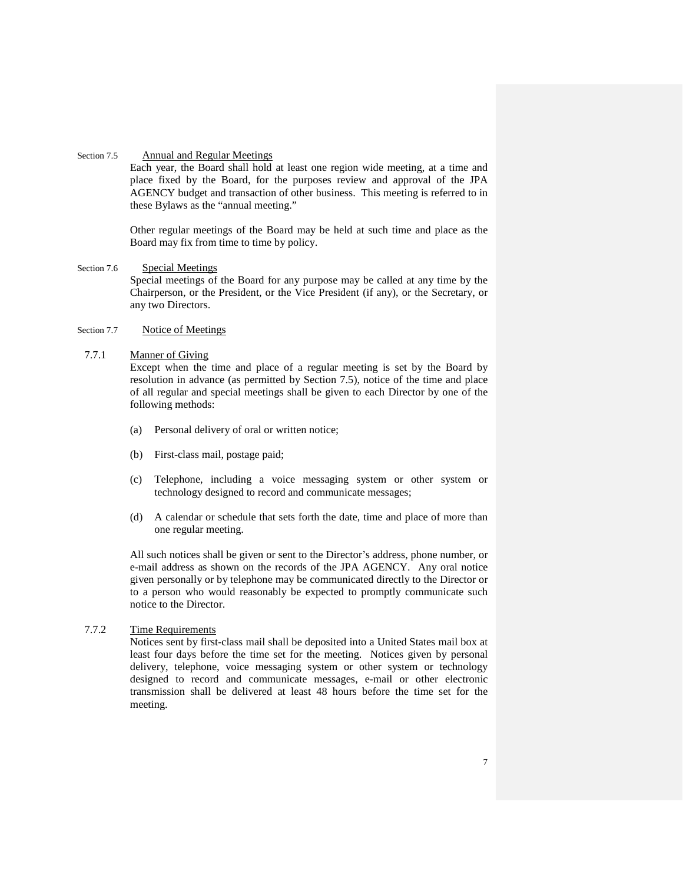### Section 7.5 Annual and Regular Meetings

Each year, the Board shall hold at least one region wide meeting, at a time and place fixed by the Board, for the purposes review and approval of the JPA AGENCY budget and transaction of other business. This meeting is referred to in these Bylaws as the "annual meeting."

Other regular meetings of the Board may be held at such time and place as the Board may fix from time to time by policy.

### Section 7.6 Special Meetings

Special meetings of the Board for any purpose may be called at any time by the Chairperson, or the President, or the Vice President (if any), or the Secretary, or any two Directors.

### Section 7.7 Notice of Meetings

#### 7.7.1 Manner of Giving

Except when the time and place of a regular meeting is set by the Board by resolution in advance (as permitted by Section 7.5), notice of the time and place of all regular and special meetings shall be given to each Director by one of the following methods:

(a) Personal delivery of oral or written notice;

(b) First-class mail, postage paid;

(c) Telephone, including a voice messaging system or other system or technology designed to record and communicate messages;

(d) A calendar or schedule that sets forth the date, time and place of more than one regular meeting.

All such notices shall be given or sent to the Director's address, phone number, or e-mail address as shown on the records of the JPA AGENCY. Any oral notice given personally or by telephone may be communicated directly to the Director or to a person who would reasonably be expected to promptly communicate such notice to the Director.

#### 7.7.2 Time Requirements

Notices sent by first-class mail shall be deposited into a United States mail box at least four days before the time set for the meeting. Notices given by personal delivery, telephone, voice messaging system or other system or technology designed to record and communicate messages, e-mail or other electronic transmission shall be delivered at least 48 hours before the time set for the meeting.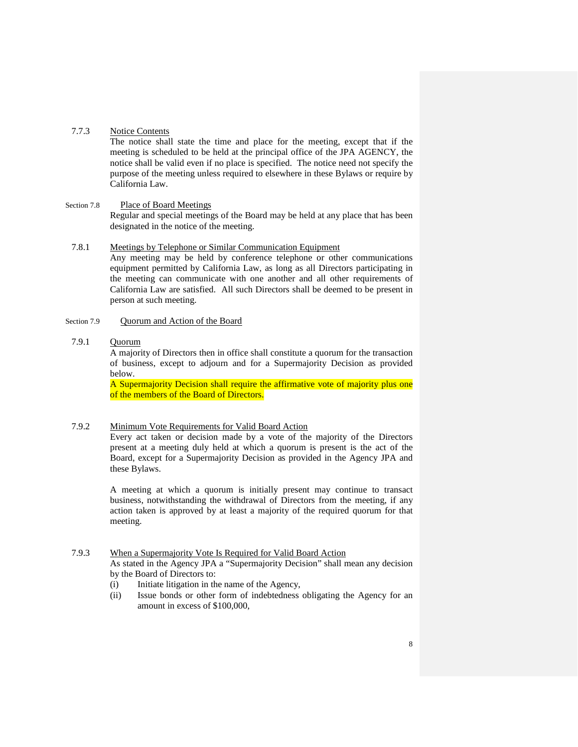7.7.3 Notice Contents

The notice shall state the time and place for the meeting, except that if the meeting is scheduled to be held at the principal office of the JPA AGENCY, the notice shall be valid even if no place is specified. The notice need not specify the purpose of the meeting unless required to elsewhere in these Bylaws or require by California Law.

Section 7.8 Place of Board Meetings

Regular and special meetings of the Board may be held at any place that has been designated in the notice of the meeting.

7.8.1 Meetings by Telephone or Similar Communication Equipment

Any meeting may be held by conference telephone or other communications equipment permitted by California Law, as long as all Directors participating in the meeting can communicate with one another and all other requirements of California Law are satisfied. All such Directors shall be deemed to be present in person at such meeting.

Section 7.9 Quorum and Action of the Board

7.9.1 Quorum

A majority of Directors then in office shall constitute a quorum for the transaction of business, except to adjourn and for a Supermajority Decision as provided below.

A Supermajority Decision shall require the affirmative vote of majority plus one of the members of the Board of Directors.

7.9.2 Minimum Vote Requirements for Valid Board Action

Every act taken or decision made by a vote of the majority of the Directors present at a meeting duly held at which a quorum is present is the act of the Board, except for a Supermajority Decision as provided in the Agency JPA and these Bylaws.

A meeting at which a quorum is initially present may continue to transact business, notwithstanding the withdrawal of Directors from the meeting, if any action taken is approved by at least a majority of the required quorum for that meeting.

7.9.3 When a Supermajority Vote Is Required for Valid Board Action

As stated in the Agency JPA a "Supermajority Decision" shall mean any decision by the Board of Directors to:

(i) Initiate litigation in the name of the Agency,

(ii) Issue bonds or other form of indebtedness obligating the Agency for an amount in excess of $100,000,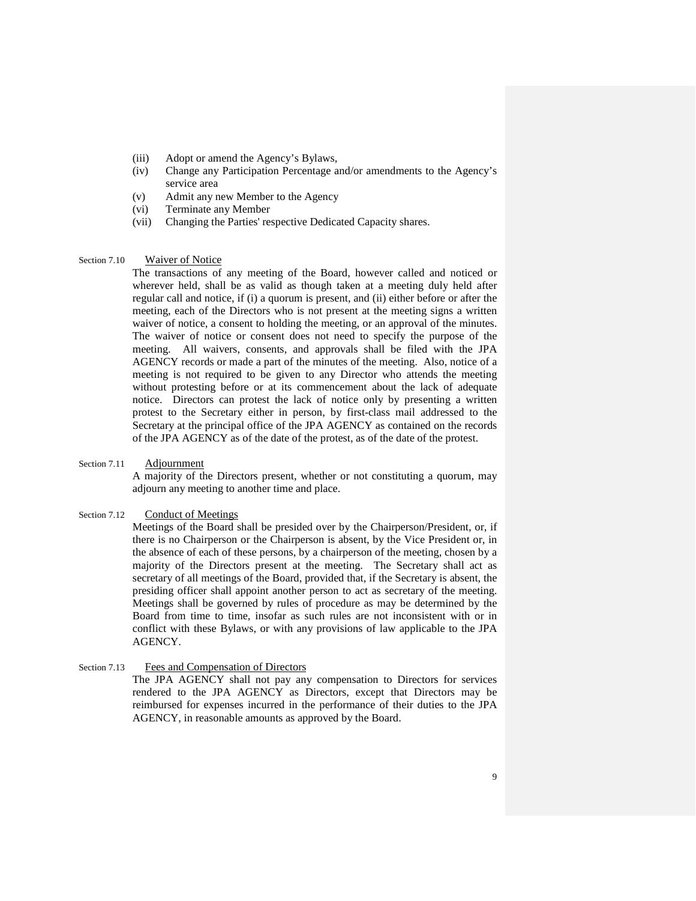(iii) Adopt or amend the Agency's Bylaws,
(iv) Change any Participation Percentage and/or amendments to the Agency's service area
(v) Admit any new Member to the Agency
(vi) Terminate any Member
(vii) Changing the Parties' respective Dedicated Capacity shares.

Section 7.10 Waiver of Notice

The transactions of any meeting of the Board, however called and noticed or wherever held, shall be as valid as though taken at a meeting duly held after regular call and notice, if (i) a quorum is present, and (ii) either before or after the meeting, each of the Directors who is not present at the meeting signs a written waiver of notice, a consent to holding the meeting, or an approval of the minutes. The waiver of notice or consent does not need to specify the purpose of the meeting. All waivers, consents, and approvals shall be filed with the JPA AGENCY records or made a part of the minutes of the meeting. Also, notice of a meeting is not required to be given to any Director who attends the meeting without protesting before or at its commencement about the lack of adequate notice. Directors can protest the lack of notice only by presenting a written protest to the Secretary either in person, by first-class mail addressed to the Secretary at the principal office of the JPA AGENCY as contained on the records of the JPA AGENCY as of the date of the protest, as of the date of the protest.

Section 7.11 Adjournment

A majority of the Directors present, whether or not constituting a quorum, may adjourn any meeting to another time and place.

Section 7.12 Conduct of Meetings

Meetings of the Board shall be presided over by the Chairperson/President, or, if there is no Chairperson or the Chairperson is absent, by the Vice President or, in the absence of each of these persons, by a chairperson of the meeting, chosen by a majority of the Directors present at the meeting. The Secretary shall act as secretary of all meetings of the Board, provided that, if the Secretary is absent, the presiding officer shall appoint another person to act as secretary of the meeting. Meetings shall be governed by rules of procedure as may be determined by the Board from time to time, insofar as such rules are not inconsistent with or in conflict with these Bylaws, or with any provisions of law applicable to the JPA AGENCY.

Section 7.13 Fees and Compensation of Directors

The JPA AGENCY shall not pay any compensation to Directors for services rendered to the JPA AGENCY as Directors, except that Directors may be reimbursed for expenses incurred in the performance of their duties to the JPA AGENCY, in reasonable amounts as approved by the Board.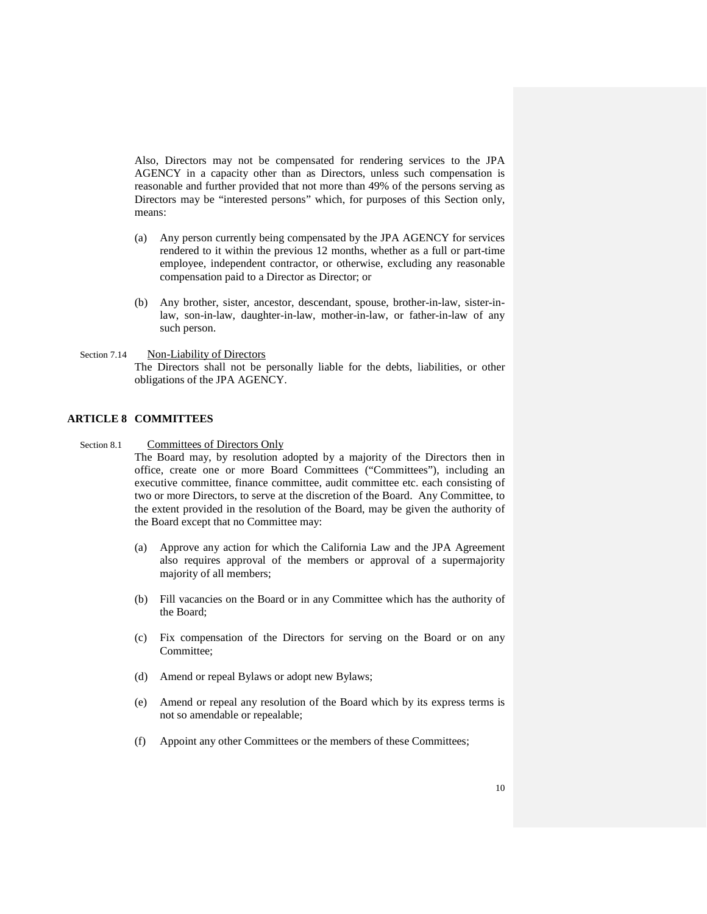Also, Directors may not be compensated for rendering services to the JPA AGENCY in a capacity other than as Directors, unless such compensation is reasonable and further provided that not more than 49% of the persons serving as Directors may be "interested persons" which, for purposes of this Section only, means:

(a) Any person currently being compensated by the JPA AGENCY for services rendered to it within the previous 12 months, whether as a full or part-time employee, independent contractor, or otherwise, excluding any reasonable compensation paid to a Director as Director; or

(b) Any brother, sister, ancestor, descendant, spouse, brother-in-law, sister-in-law, son-in-law, daughter-in-law, mother-in-law, or father-in-law of any such person.

Section 7.14 Non-Liability of Directors

The Directors shall not be personally liable for the debts, liabilities, or other obligations of the JPA AGENCY.

## ARTICLE 8 COMMITTEES

Section 8.1 Committees of Directors Only

The Board may, by resolution adopted by a majority of the Directors then in office, create one or more Board Committees ("Committees"), including an executive committee, finance committee, audit committee etc. each consisting of two or more Directors, to serve at the discretion of the Board. Any Committee, to the extent provided in the resolution of the Board, may be given the authority of the Board except that no Committee may:

(a) Approve any action for which the California Law and the JPA Agreement also requires approval of the members or approval of a supermajority majority of all members;

(b) Fill vacancies on the Board or in any Committee which has the authority of the Board;

(c) Fix compensation of the Directors for serving on the Board or on any Committee;

(d) Amend or repeal Bylaws or adopt new Bylaws;

(e) Amend or repeal any resolution of the Board which by its express terms is not so amendable or repealable;

(f) Appoint any other Committees or the members of these Committees;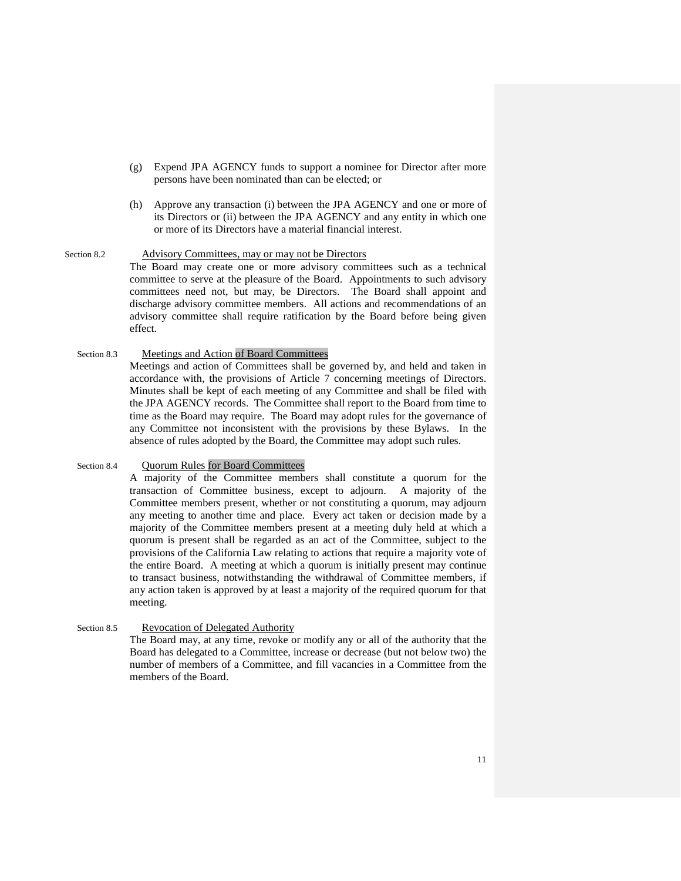(g) Expend JPA AGENCY funds to support a nominee for Director after more persons have been nominated than can be elected; or

(h) Approve any transaction (i) between the JPA AGENCY and one or more of its Directors or (ii) between the JPA AGENCY and any entity in which one or more of its Directors have a material financial interest.

Section 8.2 Advisory Committees, may or may not be Directors

The Board may create one or more advisory committees such as a technical committee to serve at the pleasure of the Board. Appointments to such advisory committees need not, but may, be Directors. The Board shall appoint and discharge advisory committee members. All actions and recommendations of an advisory committee shall require ratification by the Board before being given effect.

Section 8.3 Meetings and Action of Board Committees

Meetings and action of Committees shall be governed by, and held and taken in accordance with, the provisions of Article 7 concerning meetings of Directors. Minutes shall be kept of each meeting of any Committee and shall be filed with the JPA AGENCY records. The Committee shall report to the Board from time to time as the Board may require. The Board may adopt rules for the governance of any Committee not inconsistent with the provisions by these Bylaws. In the absence of rules adopted by the Board, the Committee may adopt such rules.

Section 8.4 Quorum Rules for Board Committees

A majority of the Committee members shall constitute a quorum for the transaction of Committee business, except to adjourn. A majority of the Committee members present, whether or not constituting a quorum, may adjourn any meeting to another time and place. Every act taken or decision made by a majority of the Committee members present at a meeting duly held at which a quorum is present shall be regarded as an act of the Committee, subject to the provisions of the California Law relating to actions that require a majority vote of the entire Board. A meeting at which a quorum is initially present may continue to transact business, notwithstanding the withdrawal of Committee members, if any action taken is approved by at least a majority of the required quorum for that meeting.

Section 8.5 Revocation of Delegated Authority

The Board may, at any time, revoke or modify any or all of the authority that the Board has delegated to a Committee, increase or decrease (but not below two) the number of members of a Committee, and fill vacancies in a Committee from the members of the Board.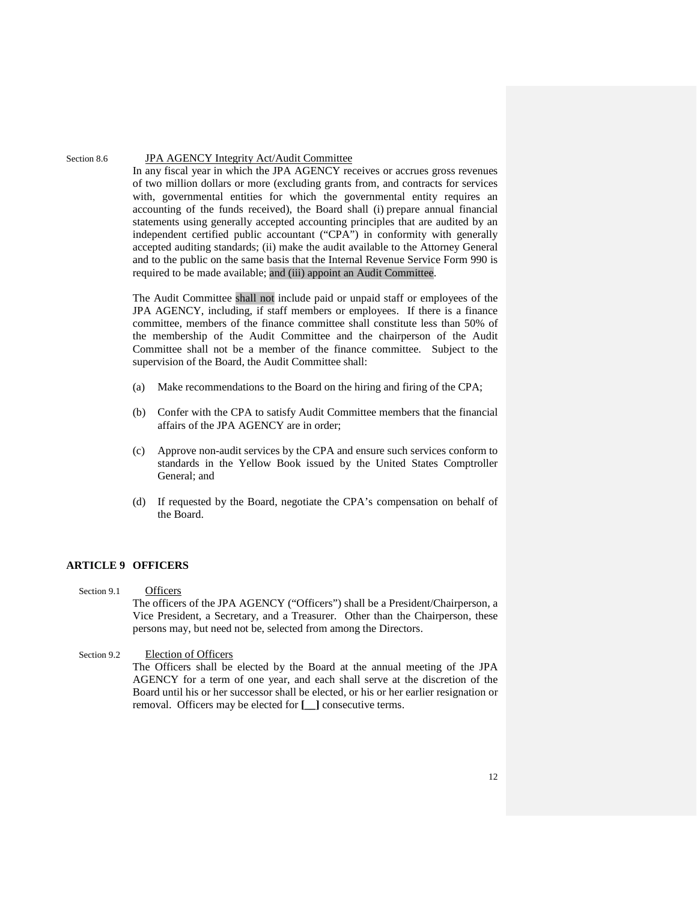Section 8.6 JPA AGENCY Integrity Act/Audit Committee

In any fiscal year in which the JPA AGENCY receives or accrues gross revenues of two million dollars or more (excluding grants from, and contracts for services with, governmental entities for which the governmental entity requires an accounting of the funds received), the Board shall (i) prepare annual financial statements using generally accepted accounting principles that are audited by an independent certified public accountant ("CPA") in conformity with generally accepted auditing standards; (ii) make the audit available to the Attorney General and to the public on the same basis that the Internal Revenue Service Form 990 is required to be made available; and (iii) appoint an Audit Committee.

The Audit Committee shall not include paid or unpaid staff or employees of the JPA AGENCY, including, if staff members or employees. If there is a finance committee, members of the finance committee shall constitute less than 50% of the membership of the Audit Committee and the chairperson of the Audit Committee shall not be a member of the finance committee. Subject to the supervision of the Board, the Audit Committee shall:

(a) Make recommendations to the Board on the hiring and firing of the CPA;

(b) Confer with the CPA to satisfy Audit Committee members that the financial affairs of the JPA AGENCY are in order;

(c) Approve non-audit services by the CPA and ensure such services conform to standards in the Yellow Book issued by the United States Comptroller General; and

(d) If requested by the Board, negotiate the CPA's compensation on behalf of the Board.

## ARTICLE 9 OFFICERS

Section 9.1 Officers

The officers of the JPA AGENCY ("Officers") shall be a President/Chairperson, a Vice President, a Secretary, and a Treasurer. Other than the Chairperson, these persons may, but need not be, selected from among the Directors.

Section 9.2 Election of Officers

The Officers shall be elected by the Board at the annual meeting of the JPA AGENCY for a term of one year, and each shall serve at the discretion of the Board until his or her successor shall be elected, or his or her earlier resignation or removal. Officers may be elected for **[__]** consecutive terms.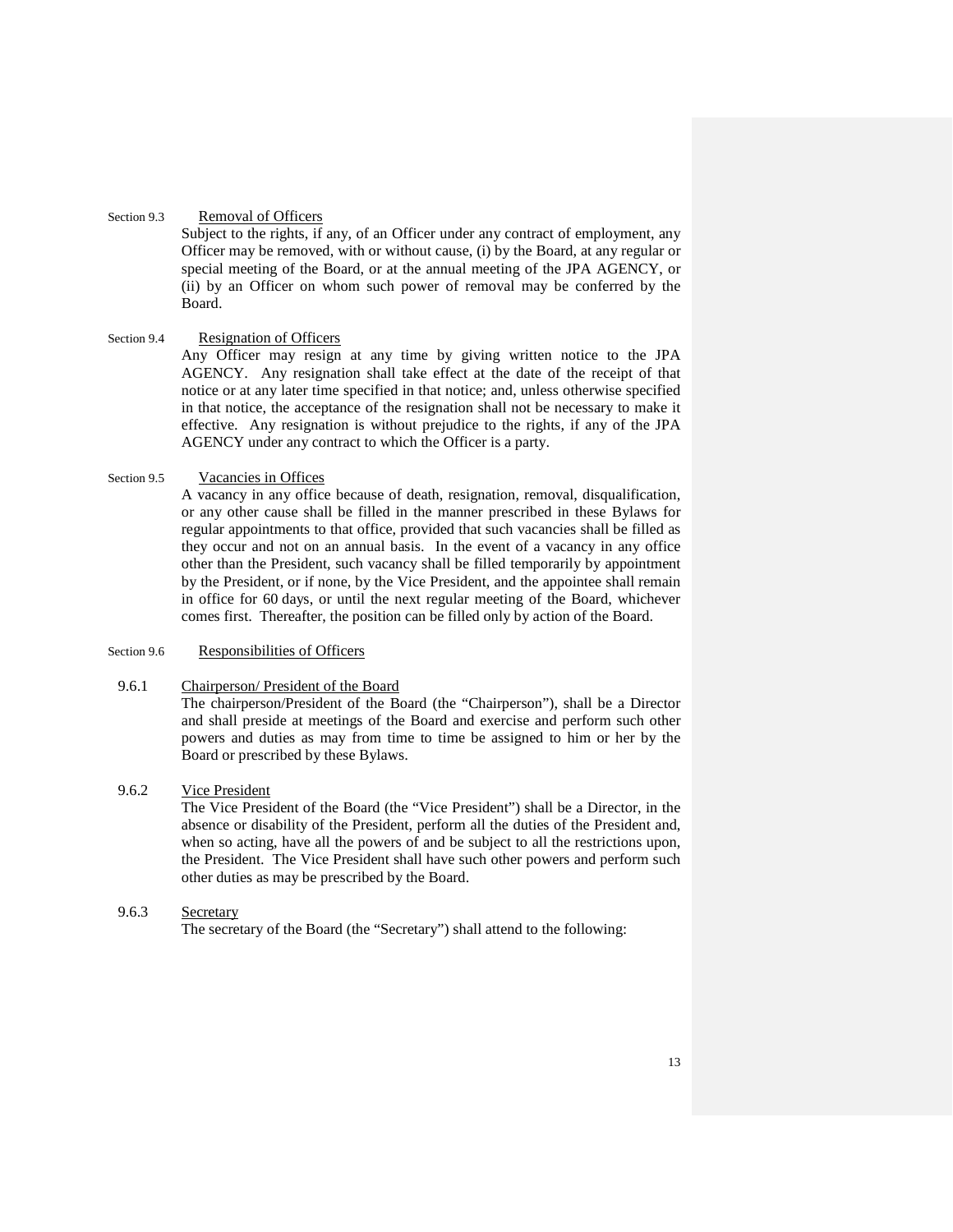### Section 9.3 Removal of Officers

Subject to the rights, if any, of an Officer under any contract of employment, any Officer may be removed, with or without cause, (i) by the Board, at any regular or special meeting of the Board, or at the annual meeting of the JPA AGENCY, or (ii) by an Officer on whom such power of removal may be conferred by the Board.

### Section 9.4 Resignation of Officers

Any Officer may resign at any time by giving written notice to the JPA AGENCY. Any resignation shall take effect at the date of the receipt of that notice or at any later time specified in that notice; and, unless otherwise specified in that notice, the acceptance of the resignation shall not be necessary to make it effective. Any resignation is without prejudice to the rights, if any of the JPA AGENCY under any contract to which the Officer is a party.

### Section 9.5 Vacancies in Offices

A vacancy in any office because of death, resignation, removal, disqualification, or any other cause shall be filled in the manner prescribed in these Bylaws for regular appointments to that office, provided that such vacancies shall be filled as they occur and not on an annual basis. In the event of a vacancy in any office other than the President, such vacancy shall be filled temporarily by appointment by the President, or if none, by the Vice President, and the appointee shall remain in office for 60 days, or until the next regular meeting of the Board, whichever comes first. Thereafter, the position can be filled only by action of the Board.

### Section 9.6 Responsibilities of Officers

#### 9.6.1 Chairperson/ President of the Board

The chairperson/President of the Board (the "Chairperson"), shall be a Director and shall preside at meetings of the Board and exercise and perform such other powers and duties as may from time to time be assigned to him or her by the Board or prescribed by these Bylaws.

#### 9.6.2 Vice President

The Vice President of the Board (the "Vice President") shall be a Director, in the absence or disability of the President, perform all the duties of the President and, when so acting, have all the powers of and be subject to all the restrictions upon, the President. The Vice President shall have such other powers and perform such other duties as may be prescribed by the Board.

#### 9.6.3 Secretary

The secretary of the Board (the "Secretary") shall attend to the following: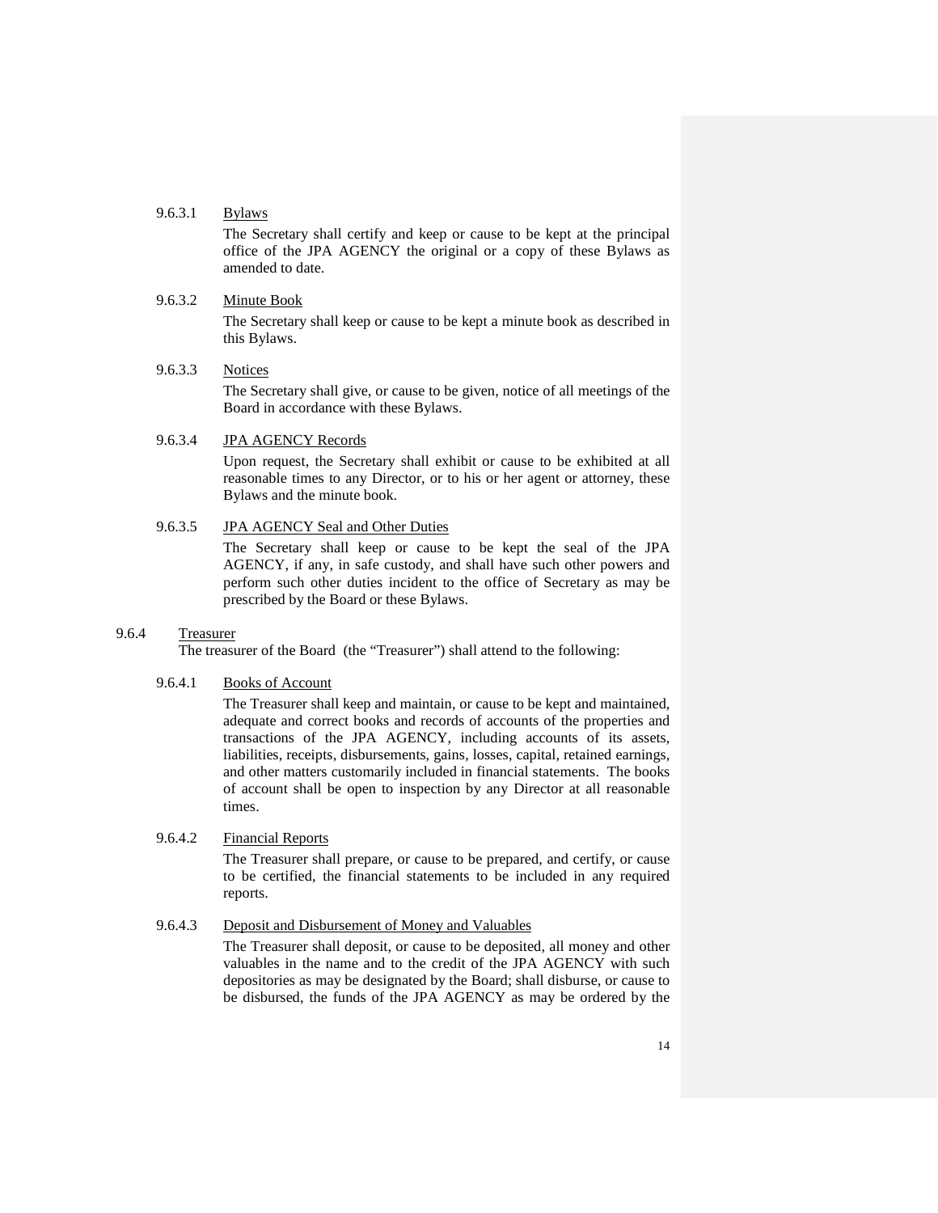#### 9.6.3.1 Bylaws

The Secretary shall certify and keep or cause to be kept at the principal office of the JPA AGENCY the original or a copy of these Bylaws as amended to date.

#### 9.6.3.2 Minute Book

The Secretary shall keep or cause to be kept a minute book as described in this Bylaws.

#### 9.6.3.3 Notices

The Secretary shall give, or cause to be given, notice of all meetings of the Board in accordance with these Bylaws.

#### 9.6.3.4 JPA AGENCY Records

Upon request, the Secretary shall exhibit or cause to be exhibited at all reasonable times to any Director, or to his or her agent or attorney, these Bylaws and the minute book.

#### 9.6.3.5 JPA AGENCY Seal and Other Duties

The Secretary shall keep or cause to be kept the seal of the JPA AGENCY, if any, in safe custody, and shall have such other powers and perform such other duties incident to the office of Secretary as may be prescribed by the Board or these Bylaws.

### 9.6.4 Treasurer

The treasurer of the Board (the "Treasurer") shall attend to the following:

#### 9.6.4.1 Books of Account

The Treasurer shall keep and maintain, or cause to be kept and maintained, adequate and correct books and records of accounts of the properties and transactions of the JPA AGENCY, including accounts of its assets, liabilities, receipts, disbursements, gains, losses, capital, retained earnings, and other matters customarily included in financial statements. The books of account shall be open to inspection by any Director at all reasonable times.

#### 9.6.4.2 Financial Reports

The Treasurer shall prepare, or cause to be prepared, and certify, or cause to be certified, the financial statements to be included in any required reports.

#### 9.6.4.3 Deposit and Disbursement of Money and Valuables

The Treasurer shall deposit, or cause to be deposited, all money and other valuables in the name and to the credit of the JPA AGENCY with such depositories as may be designated by the Board; shall disburse, or cause to be disbursed, the funds of the JPA AGENCY as may be ordered by the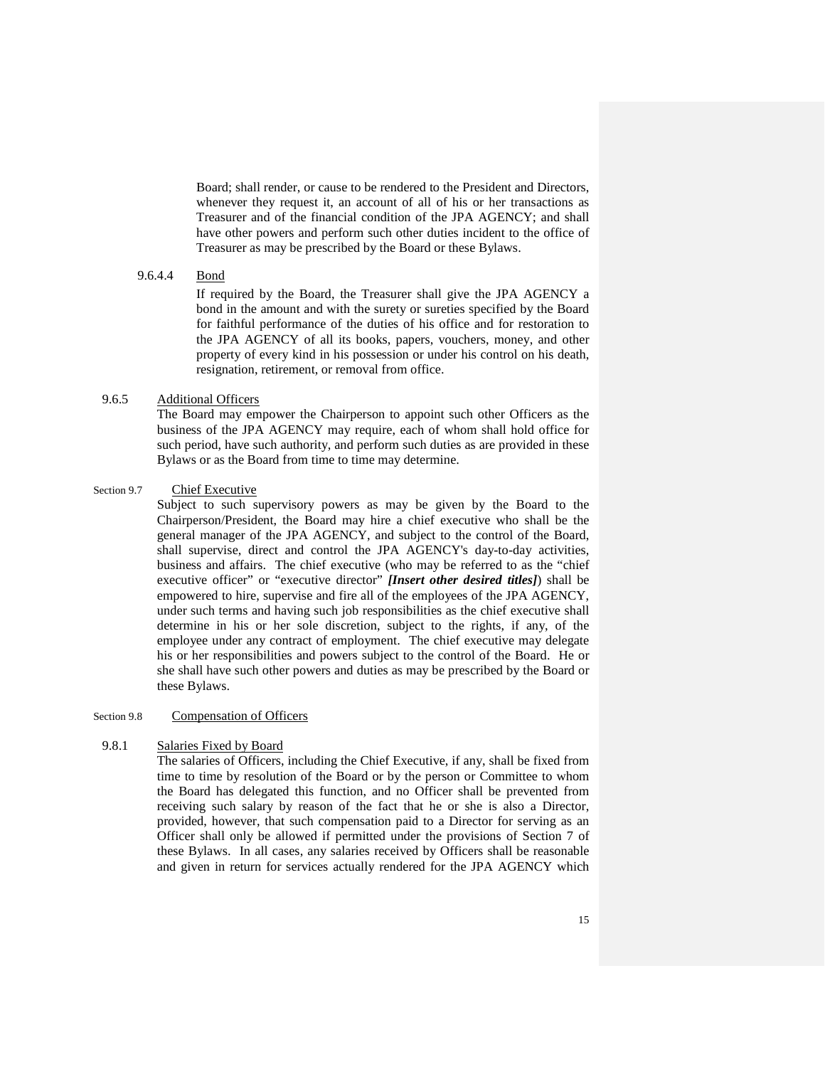Board; shall render, or cause to be rendered to the President and Directors, whenever they request it, an account of all of his or her transactions as Treasurer and of the financial condition of the JPA AGENCY; and shall have other powers and perform such other duties incident to the office of Treasurer as may be prescribed by the Board or these Bylaws.

9.6.4.4 Bond

If required by the Board, the Treasurer shall give the JPA AGENCY a bond in the amount and with the surety or sureties specified by the Board for faithful performance of the duties of his office and for restoration to the JPA AGENCY of all its books, papers, vouchers, money, and other property of every kind in his possession or under his control on his death, resignation, retirement, or removal from office.

9.6.5 Additional Officers

The Board may empower the Chairperson to appoint such other Officers as the business of the JPA AGENCY may require, each of whom shall hold office for such period, have such authority, and perform such duties as are provided in these Bylaws or as the Board from time to time may determine.

Section 9.7 Chief Executive

Subject to such supervisory powers as may be given by the Board to the Chairperson/President, the Board may hire a chief executive who shall be the general manager of the JPA AGENCY, and subject to the control of the Board, shall supervise, direct and control the JPA AGENCY's day-to-day activities, business and affairs. The chief executive (who may be referred to as the "chief executive officer" or "executive director" ***[Insert other desired titles]***) shall be empowered to hire, supervise and fire all of the employees of the JPA AGENCY, under such terms and having such job responsibilities as the chief executive shall determine in his or her sole discretion, subject to the rights, if any, of the employee under any contract of employment. The chief executive may delegate his or her responsibilities and powers subject to the control of the Board. He or she shall have such other powers and duties as may be prescribed by the Board or these Bylaws.

Section 9.8 Compensation of Officers

9.8.1 Salaries Fixed by Board

The salaries of Officers, including the Chief Executive, if any, shall be fixed from time to time by resolution of the Board or by the person or Committee to whom the Board has delegated this function, and no Officer shall be prevented from receiving such salary by reason of the fact that he or she is also a Director, provided, however, that such compensation paid to a Director for serving as an Officer shall only be allowed if permitted under the provisions of Section 7 of these Bylaws. In all cases, any salaries received by Officers shall be reasonable and given in return for services actually rendered for the JPA AGENCY which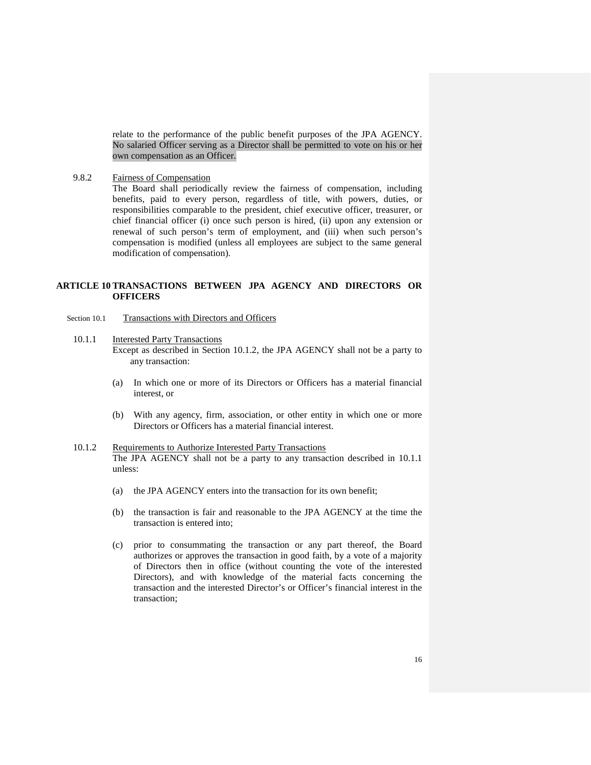relate to the performance of the public benefit purposes of the JPA AGENCY. No salaried Officer serving as a Director shall be permitted to vote on his or her own compensation as an Officer.

9.8.2 Fairness of Compensation

The Board shall periodically review the fairness of compensation, including benefits, paid to every person, regardless of title, with powers, duties, or responsibilities comparable to the president, chief executive officer, treasurer, or chief financial officer (i) once such person is hired, (ii) upon any extension or renewal of such person's term of employment, and (iii) when such person's compensation is modified (unless all employees are subject to the same general modification of compensation).

## ARTICLE 10 TRANSACTIONS BETWEEN JPA AGENCY AND DIRECTORS OR OFFICERS

Section 10.1 Transactions with Directors and Officers

10.1.1 Interested Party Transactions

Except as described in Section 10.1.2, the JPA AGENCY shall not be a party to any transaction:

(a) In which one or more of its Directors or Officers has a material financial interest, or

(b) With any agency, firm, association, or other entity in which one or more Directors or Officers has a material financial interest.

10.1.2 Requirements to Authorize Interested Party Transactions

The JPA AGENCY shall not be a party to any transaction described in 10.1.1 unless:

(a) the JPA AGENCY enters into the transaction for its own benefit;

(b) the transaction is fair and reasonable to the JPA AGENCY at the time the transaction is entered into;

(c) prior to consummating the transaction or any part thereof, the Board authorizes or approves the transaction in good faith, by a vote of a majority of Directors then in office (without counting the vote of the interested Directors), and with knowledge of the material facts concerning the transaction and the interested Director's or Officer's financial interest in the transaction;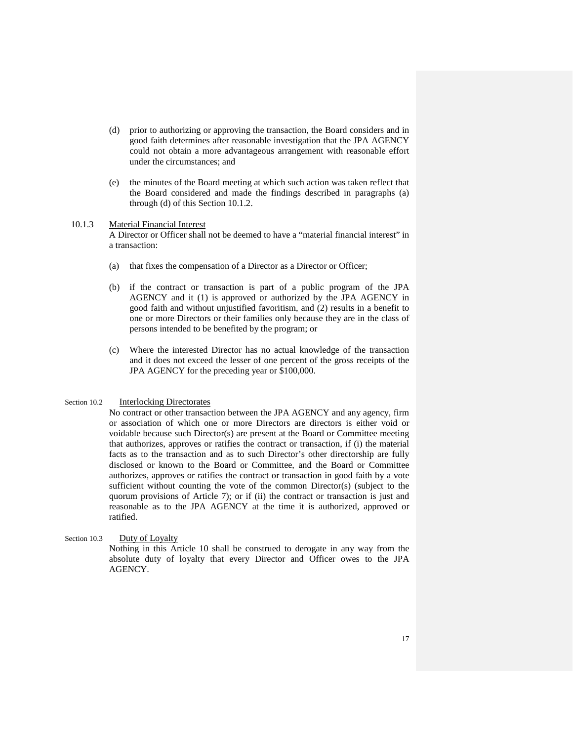(d) prior to authorizing or approving the transaction, the Board considers and in good faith determines after reasonable investigation that the JPA AGENCY could not obtain a more advantageous arrangement with reasonable effort under the circumstances; and

(e) the minutes of the Board meeting at which such action was taken reflect that the Board considered and made the findings described in paragraphs (a) through (d) of this Section 10.1.2.

10.1.3 Material Financial Interest

A Director or Officer shall not be deemed to have a "material financial interest" in a transaction:

(a) that fixes the compensation of a Director as a Director or Officer;

(b) if the contract or transaction is part of a public program of the JPA AGENCY and it (1) is approved or authorized by the JPA AGENCY in good faith and without unjustified favoritism, and (2) results in a benefit to one or more Directors or their families only because they are in the class of persons intended to be benefited by the program; or

(c) Where the interested Director has no actual knowledge of the transaction and it does not exceed the lesser of one percent of the gross receipts of the JPA AGENCY for the preceding year or $100,000.

Section 10.2 Interlocking Directorates

No contract or other transaction between the JPA AGENCY and any agency, firm or association of which one or more Directors are directors is either void or voidable because such Director(s) are present at the Board or Committee meeting that authorizes, approves or ratifies the contract or transaction, if (i) the material facts as to the transaction and as to such Director's other directorship are fully disclosed or known to the Board or Committee, and the Board or Committee authorizes, approves or ratifies the contract or transaction in good faith by a vote sufficient without counting the vote of the common Director(s) (subject to the quorum provisions of Article 7); or if (ii) the contract or transaction is just and reasonable as to the JPA AGENCY at the time it is authorized, approved or ratified.

Section 10.3 Duty of Loyalty

Nothing in this Article 10 shall be construed to derogate in any way from the absolute duty of loyalty that every Director and Officer owes to the JPA AGENCY.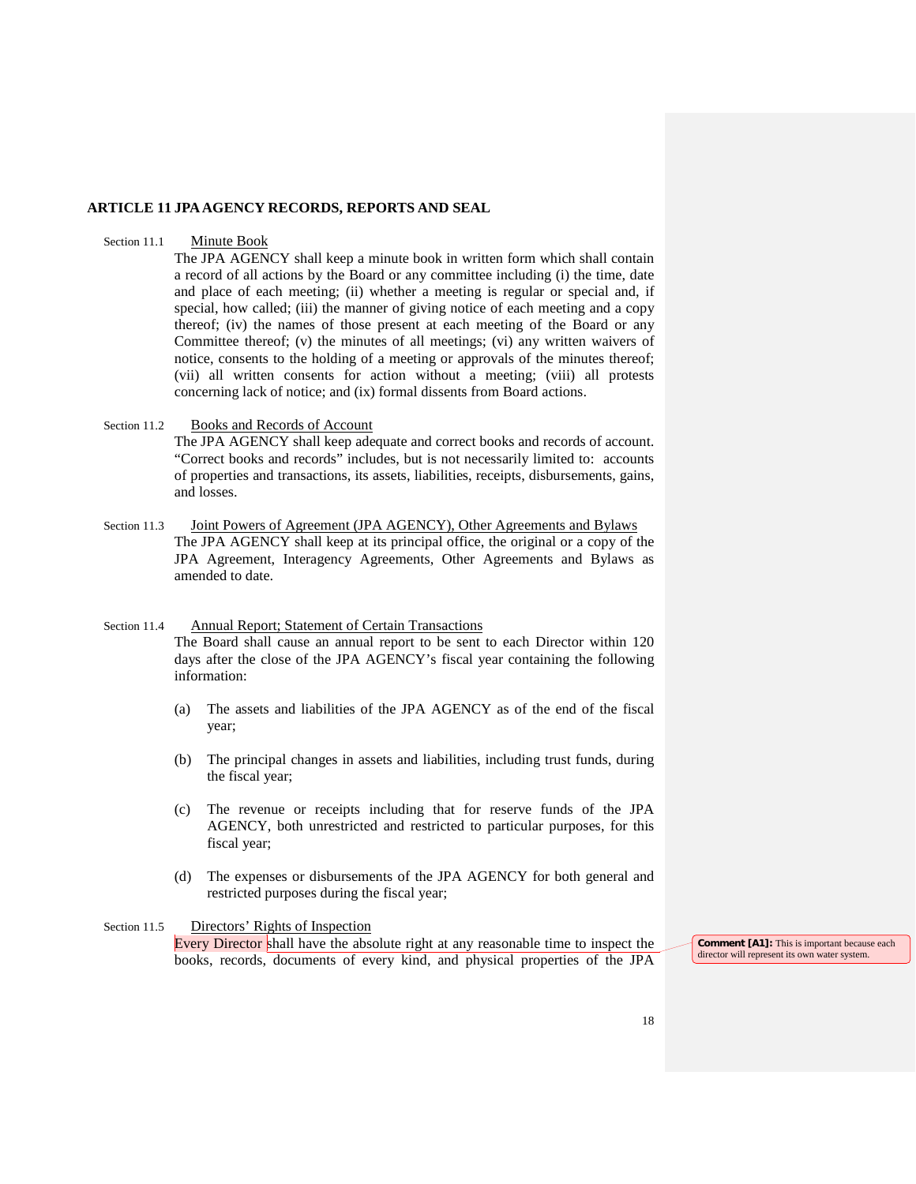## ARTICLE 11 JPA AGENCY RECORDS, REPORTS AND SEAL

Section 11.1 Minute Book

The JPA AGENCY shall keep a minute book in written form which shall contain a record of all actions by the Board or any committee including (i) the time, date and place of each meeting; (ii) whether a meeting is regular or special and, if special, how called; (iii) the manner of giving notice of each meeting and a copy thereof; (iv) the names of those present at each meeting of the Board or any Committee thereof; (v) the minutes of all meetings; (vi) any written waivers of notice, consents to the holding of a meeting or approvals of the minutes thereof; (vii) all written consents for action without a meeting; (viii) all protests concerning lack of notice; and (ix) formal dissents from Board actions.

Section 11.2 Books and Records of Account

The JPA AGENCY shall keep adequate and correct books and records of account. "Correct books and records" includes, but is not necessarily limited to: accounts of properties and transactions, its assets, liabilities, receipts, disbursements, gains, and losses.

Section 11.3 Joint Powers of Agreement (JPA AGENCY), Other Agreements and Bylaws

The JPA AGENCY shall keep at its principal office, the original or a copy of the JPA Agreement, Interagency Agreements, Other Agreements and Bylaws as amended to date.

Section 11.4 Annual Report; Statement of Certain Transactions

The Board shall cause an annual report to be sent to each Director within 120 days after the close of the JPA AGENCY's fiscal year containing the following information:

(a) The assets and liabilities of the JPA AGENCY as of the end of the fiscal year;

(b) The principal changes in assets and liabilities, including trust funds, during the fiscal year;

(c) The revenue or receipts including that for reserve funds of the JPA AGENCY, both unrestricted and restricted to particular purposes, for this fiscal year;

(d) The expenses or disbursements of the JPA AGENCY for both general and restricted purposes during the fiscal year;

Section 11.5 Directors' Rights of Inspection

Every Director shall have the absolute right at any reasonable time to inspect the books, records, documents of every kind, and physical properties of the JPA

**Comment [A1]:** This is important because each director will represent its own water system.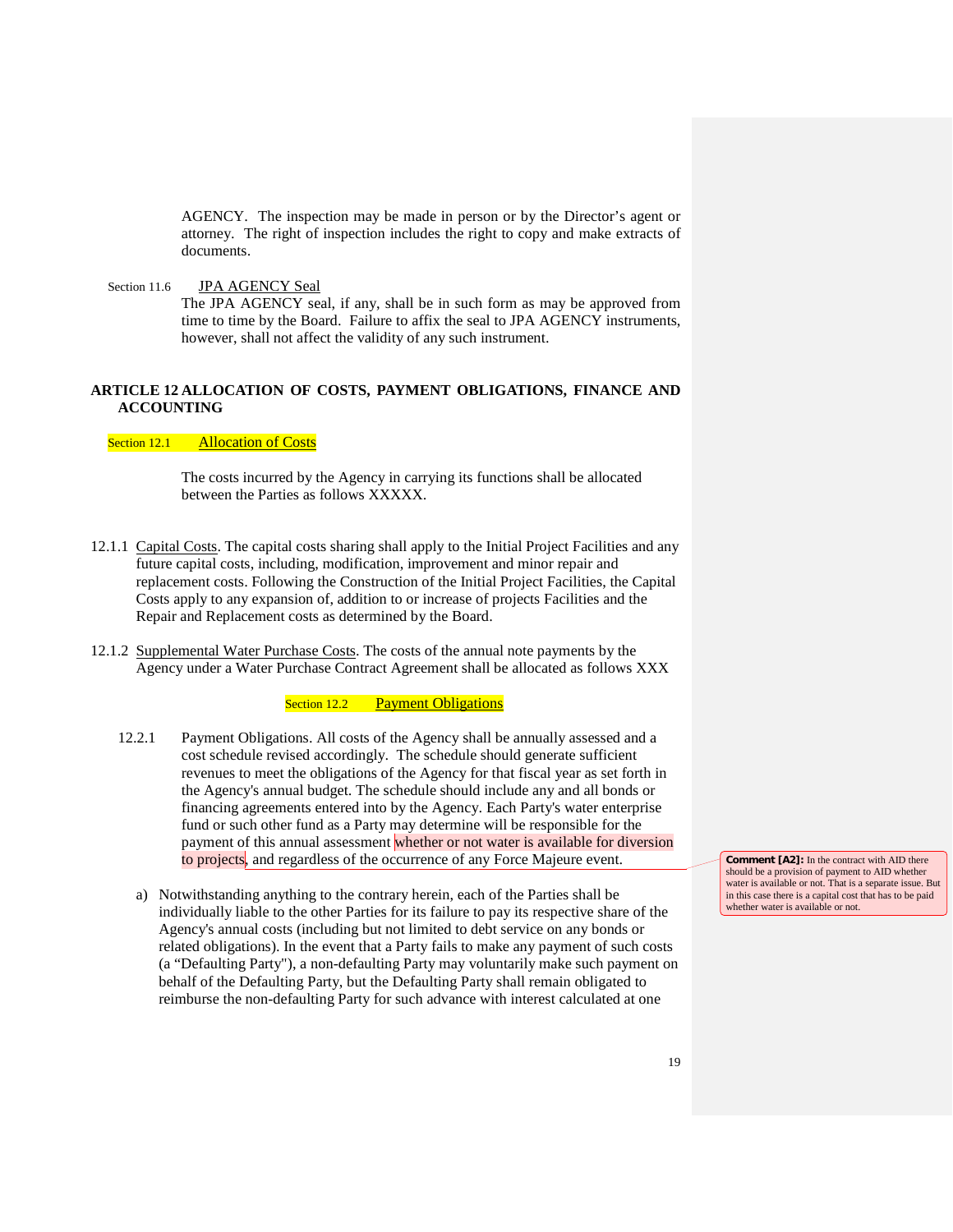AGENCY. The inspection may be made in person or by the Director's agent or attorney. The right of inspection includes the right to copy and make extracts of documents.

Section 11.6 JPA AGENCY Seal

The JPA AGENCY seal, if any, shall be in such form as may be approved from time to time by the Board. Failure to affix the seal to JPA AGENCY instruments, however, shall not affect the validity of any such instrument.

## ARTICLE 12 ALLOCATION OF COSTS, PAYMENT OBLIGATIONS, FINANCE AND ACCOUNTING

### Section 12.1 Allocation of Costs

The costs incurred by the Agency in carrying its functions shall be allocated between the Parties as follows XXXXX.

12.1.1 Capital Costs. The capital costs sharing shall apply to the Initial Project Facilities and any future capital costs, including, modification, improvement and minor repair and replacement costs. Following the Construction of the Initial Project Facilities, the Capital Costs apply to any expansion of, addition to or increase of projects Facilities and the Repair and Replacement costs as determined by the Board.

12.1.2 Supplemental Water Purchase Costs. The costs of the annual note payments by the Agency under a Water Purchase Contract Agreement shall be allocated as follows XXX

### Section 12.2 Payment Obligations

12.2.1 Payment Obligations. All costs of the Agency shall be annually assessed and a cost schedule revised accordingly. The schedule should generate sufficient revenues to meet the obligations of the Agency for that fiscal year as set forth in the Agency's annual budget. The schedule should include any and all bonds or financing agreements entered into by the Agency. Each Party's water enterprise fund or such other fund as a Party may determine will be responsible for the payment of this annual assessment whether or not water is available for diversion to projects, and regardless of the occurrence of any Force Majeure event.

> **Comment [A2]:** In the contract with AID there should be a provision of payment to AID whether water is available or not. That is a separate issue. But in this case there is a capital cost that has to be paid whether water is available or not.

a) Notwithstanding anything to the contrary herein, each of the Parties shall be individually liable to the other Parties for its failure to pay its respective share of the Agency's annual costs (including but not limited to debt service on any bonds or related obligations). In the event that a Party fails to make any payment of such costs (a "Defaulting Party"), a non-defaulting Party may voluntarily make such payment on behalf of the Defaulting Party, but the Defaulting Party shall remain obligated to reimburse the non-defaulting Party for such advance with interest calculated at one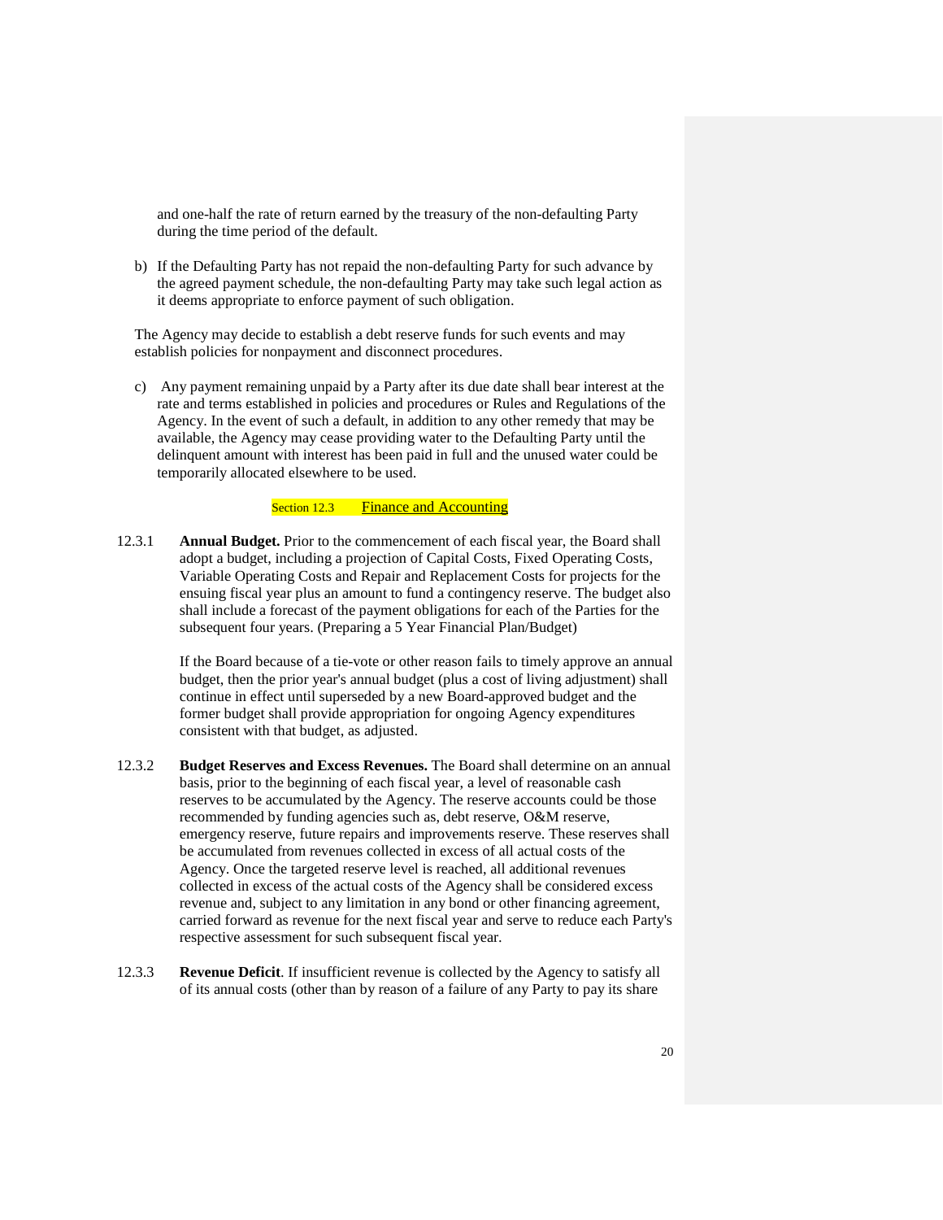and one-half the rate of return earned by the treasury of the non-defaulting Party during the time period of the default.

b) If the Defaulting Party has not repaid the non-defaulting Party for such advance by the agreed payment schedule, the non-defaulting Party may take such legal action as it deems appropriate to enforce payment of such obligation.

The Agency may decide to establish a debt reserve funds for such events and may establish policies for nonpayment and disconnect procedures.

c) Any payment remaining unpaid by a Party after its due date shall bear interest at the rate and terms established in policies and procedures or Rules and Regulations of the Agency. In the event of such a default, in addition to any other remedy that may be available, the Agency may cease providing water to the Defaulting Party until the delinquent amount with interest has been paid in full and the unused water could be temporarily allocated elsewhere to be used.

### Section 12.3 Finance and Accounting

12.3.1 **Annual Budget.** Prior to the commencement of each fiscal year, the Board shall adopt a budget, including a projection of Capital Costs, Fixed Operating Costs, Variable Operating Costs and Repair and Replacement Costs for projects for the ensuing fiscal year plus an amount to fund a contingency reserve. The budget also shall include a forecast of the payment obligations for each of the Parties for the subsequent four years. (Preparing a 5 Year Financial Plan/Budget)

If the Board because of a tie-vote or other reason fails to timely approve an annual budget, then the prior year's annual budget (plus a cost of living adjustment) shall continue in effect until superseded by a new Board-approved budget and the former budget shall provide appropriation for ongoing Agency expenditures consistent with that budget, as adjusted.

12.3.2 **Budget Reserves and Excess Revenues.** The Board shall determine on an annual basis, prior to the beginning of each fiscal year, a level of reasonable cash reserves to be accumulated by the Agency. The reserve accounts could be those recommended by funding agencies such as, debt reserve, O&M reserve, emergency reserve, future repairs and improvements reserve. These reserves shall be accumulated from revenues collected in excess of all actual costs of the Agency. Once the targeted reserve level is reached, all additional revenues collected in excess of the actual costs of the Agency shall be considered excess revenue and, subject to any limitation in any bond or other financing agreement, carried forward as revenue for the next fiscal year and serve to reduce each Party's respective assessment for such subsequent fiscal year.

12.3.3 **Revenue Deficit**. If insufficient revenue is collected by the Agency to satisfy all of its annual costs (other than by reason of a failure of any Party to pay its share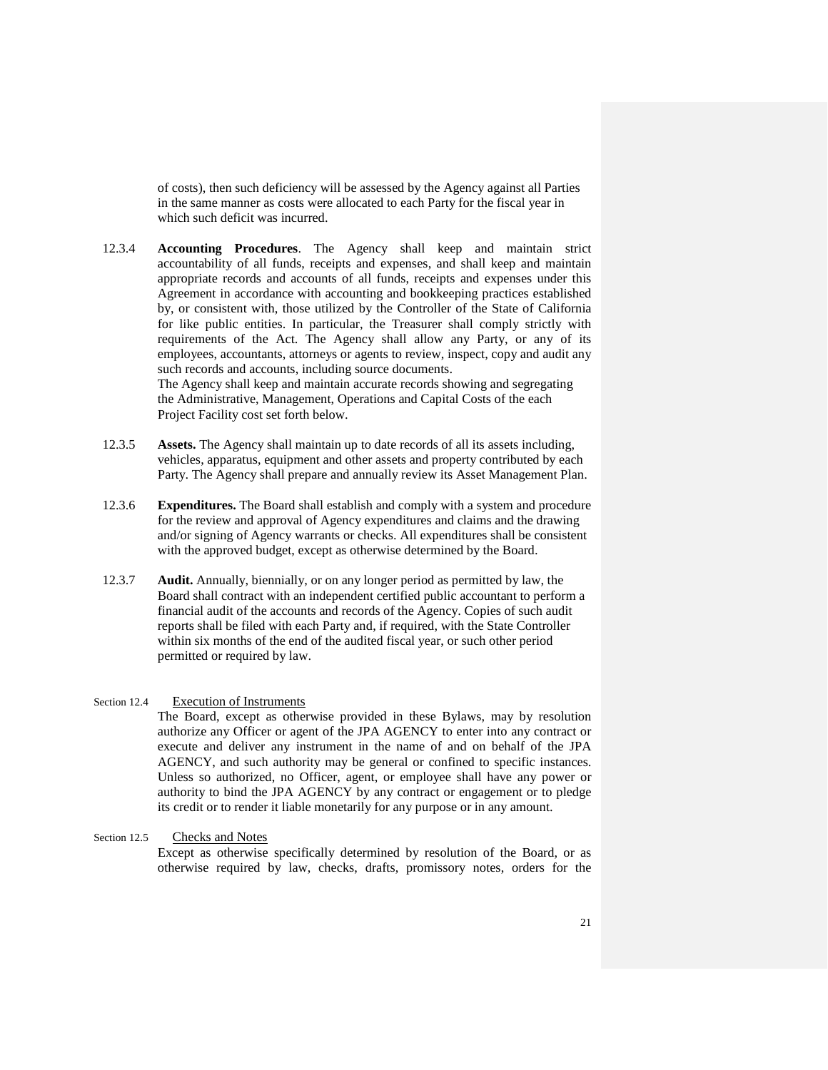of costs), then such deficiency will be assessed by the Agency against all Parties in the same manner as costs were allocated to each Party for the fiscal year in which such deficit was incurred.

12.3.4 **Accounting Procedures**. The Agency shall keep and maintain strict accountability of all funds, receipts and expenses, and shall keep and maintain appropriate records and accounts of all funds, receipts and expenses under this Agreement in accordance with accounting and bookkeeping practices established by, or consistent with, those utilized by the Controller of the State of California for like public entities. In particular, the Treasurer shall comply strictly with requirements of the Act. The Agency shall allow any Party, or any of its employees, accountants, attorneys or agents to review, inspect, copy and audit any such records and accounts, including source documents.
The Agency shall keep and maintain accurate records showing and segregating the Administrative, Management, Operations and Capital Costs of the each Project Facility cost set forth below.

12.3.5 **Assets.** The Agency shall maintain up to date records of all its assets including, vehicles, apparatus, equipment and other assets and property contributed by each Party. The Agency shall prepare and annually review its Asset Management Plan.

12.3.6 **Expenditures.** The Board shall establish and comply with a system and procedure for the review and approval of Agency expenditures and claims and the drawing and/or signing of Agency warrants or checks. All expenditures shall be consistent with the approved budget, except as otherwise determined by the Board.

12.3.7 **Audit.** Annually, biennially, or on any longer period as permitted by law, the Board shall contract with an independent certified public accountant to perform a financial audit of the accounts and records of the Agency. Copies of such audit reports shall be filed with each Party and, if required, with the State Controller within six months of the end of the audited fiscal year, or such other period permitted or required by law.

Section 12.4 Execution of Instruments

The Board, except as otherwise provided in these Bylaws, may by resolution authorize any Officer or agent of the JPA AGENCY to enter into any contract or execute and deliver any instrument in the name of and on behalf of the JPA AGENCY, and such authority may be general or confined to specific instances. Unless so authorized, no Officer, agent, or employee shall have any power or authority to bind the JPA AGENCY by any contract or engagement or to pledge its credit or to render it liable monetarily for any purpose or in any amount.

Section 12.5 Checks and Notes

Except as otherwise specifically determined by resolution of the Board, or as otherwise required by law, checks, drafts, promissory notes, orders for the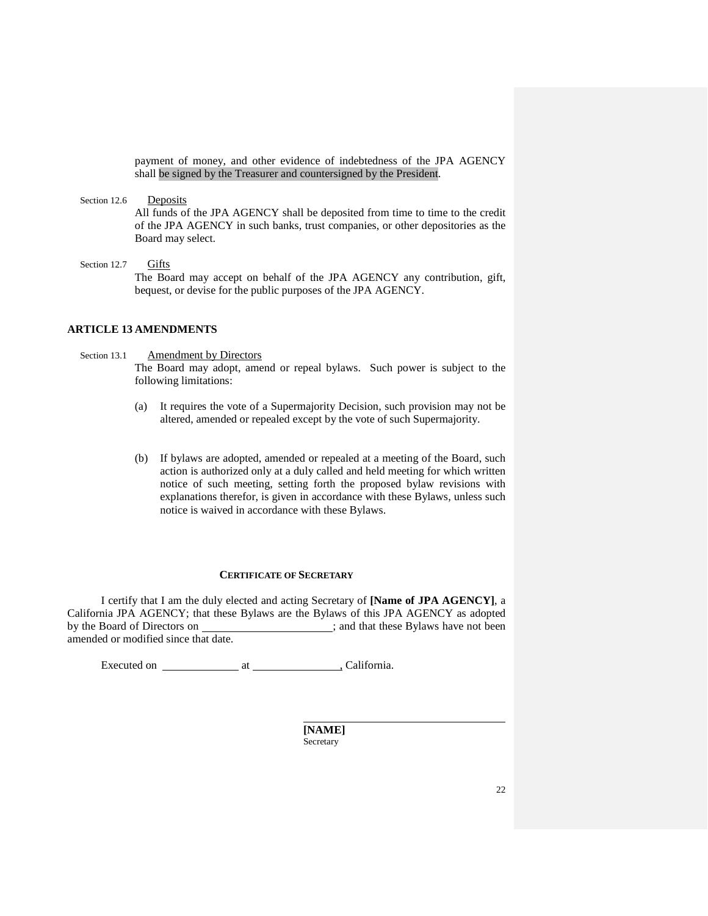payment of money, and other evidence of indebtedness of the JPA AGENCY shall be signed by the Treasurer and countersigned by the President.

Section 12.6 Deposits

All funds of the JPA AGENCY shall be deposited from time to time to the credit of the JPA AGENCY in such banks, trust companies, or other depositories as the Board may select.

Section 12.7 Gifts

The Board may accept on behalf of the JPA AGENCY any contribution, gift, bequest, or devise for the public purposes of the JPA AGENCY.

## ARTICLE 13 AMENDMENTS

Section 13.1 Amendment by Directors

The Board may adopt, amend or repeal bylaws. Such power is subject to the following limitations:

(a) It requires the vote of a Supermajority Decision, such provision may not be altered, amended or repealed except by the vote of such Supermajority.

(b) If bylaws are adopted, amended or repealed at a meeting of the Board, such action is authorized only at a duly called and held meeting for which written notice of such meeting, setting forth the proposed bylaw revisions with explanations therefor, is given in accordance with these Bylaws, unless such notice is waived in accordance with these Bylaws.

### CERTIFICATE OF SECRETARY

I certify that I am the duly elected and acting Secretary of **[Name of JPA AGENCY]**, a California JPA AGENCY; that these Bylaws are the Bylaws of this JPA AGENCY as adopted by the Board of Directors on \_\_\_\_\_\_\_\_\_\_\_\_\_\_\_\_\_\_\_\_; and that these Bylaws have not been amended or modified since that date.

Executed on \_\_\_\_\_\_\_\_\_\_\_\_ at \_\_\_\_\_\_\_\_\_\_\_\_\_\_, California.

\_\_\_\_\_\_\_\_\_\_\_\_\_\_\_\_\_\_\_\_\_\_\_\_\_\_\_\_\_\_

**[NAME]**
Secretary